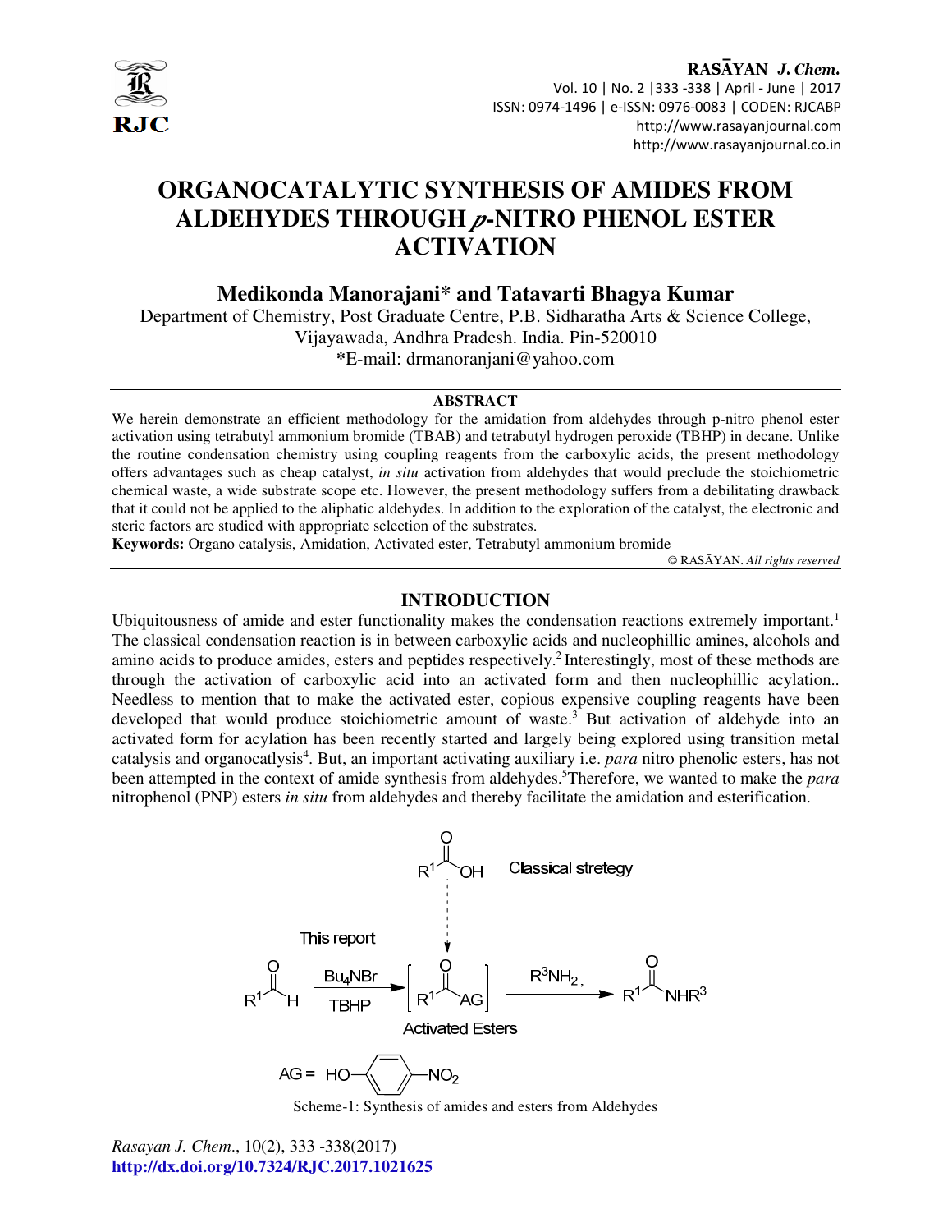# ORGANOCATALYTIC SYNTHESIS OF AMIDES FROM ALDEHYDES THROUGH *p*-NITRO PHENOL ESTER ACTIVATION

## Medikonda Manorajani* and Tatavarti Bhagya Kumar

Department of Chemistry, Post Graduate Centre, P.B. Sidharatha Arts & Science College, Vijayawada, Andhra Pradesh. India. Pin-520010

*E-mail: drmanoranjani@yahoo.com

### ABSTRACT

We herein demonstrate an efficient methodology for the amidation from aldehydes through p-nitro phenol ester activation using tetrabutyl ammonium bromide (TBAB) and tetrabutyl hydrogen peroxide (TBHP) in decane. Unlike the routine condensation chemistry using coupling reagents from the carboxylic acids, the present methodology offers advantages such as cheap catalyst, *in situ* activation from aldehydes that would preclude the stoichiometric chemical waste, a wide substrate scope etc. However, the present methodology suffers from a debilitating drawback that it could not be applied to the aliphatic aldehydes. In addition to the exploration of the catalyst, the electronic and steric factors are studied with appropriate selection of the substrates.

**Keywords:** Organo catalysis, Amidation, Activated ester, Tetrabutyl ammonium bromide

© RASĀYAN. *All rights reserved*

## INTRODUCTION

Ubiquitousness of amide and ester functionality makes the condensation reactions extremely important.[1] The classical condensation reaction is in between carboxylic acids and nucleophillic amines, alcohols and amino acids to produce amides, esters and peptides respectively.[2] Interestingly, most of these methods are through the activation of carboxylic acid into an activated form and then nucleophillic acylation.. Needless to mention that to make the activated ester, copious expensive coupling reagents have been developed that would produce stoichiometric amount of waste.[3] But activation of aldehyde into an activated form for acylation has been recently started and largely being explored using transition metal catalysis and organocatlysis[4]. But, an important activating auxiliary i.e. *para* nitro phenolic esters, has not been attempted in the context of amide synthesis from aldehydes.[5] Therefore, we wanted to make the *para* nitrophenol (PNP) esters *in situ* from aldehydes and thereby facilitate the amidation and esterification.

Classical stretegy: $R^1COOH$ ⇢ Activated Esters

This report: $R^1CHO$ —($Bu_4NBr$, TBHP)→ [$R^1C(O)AG$] (Activated Esters) —($R^3NH_2$)→ $R^1C(O)NHR^3$

AG = HO–C$_6$H$_4$–NO$_2$

Scheme-1: Synthesis of amides and esters from Aldehydes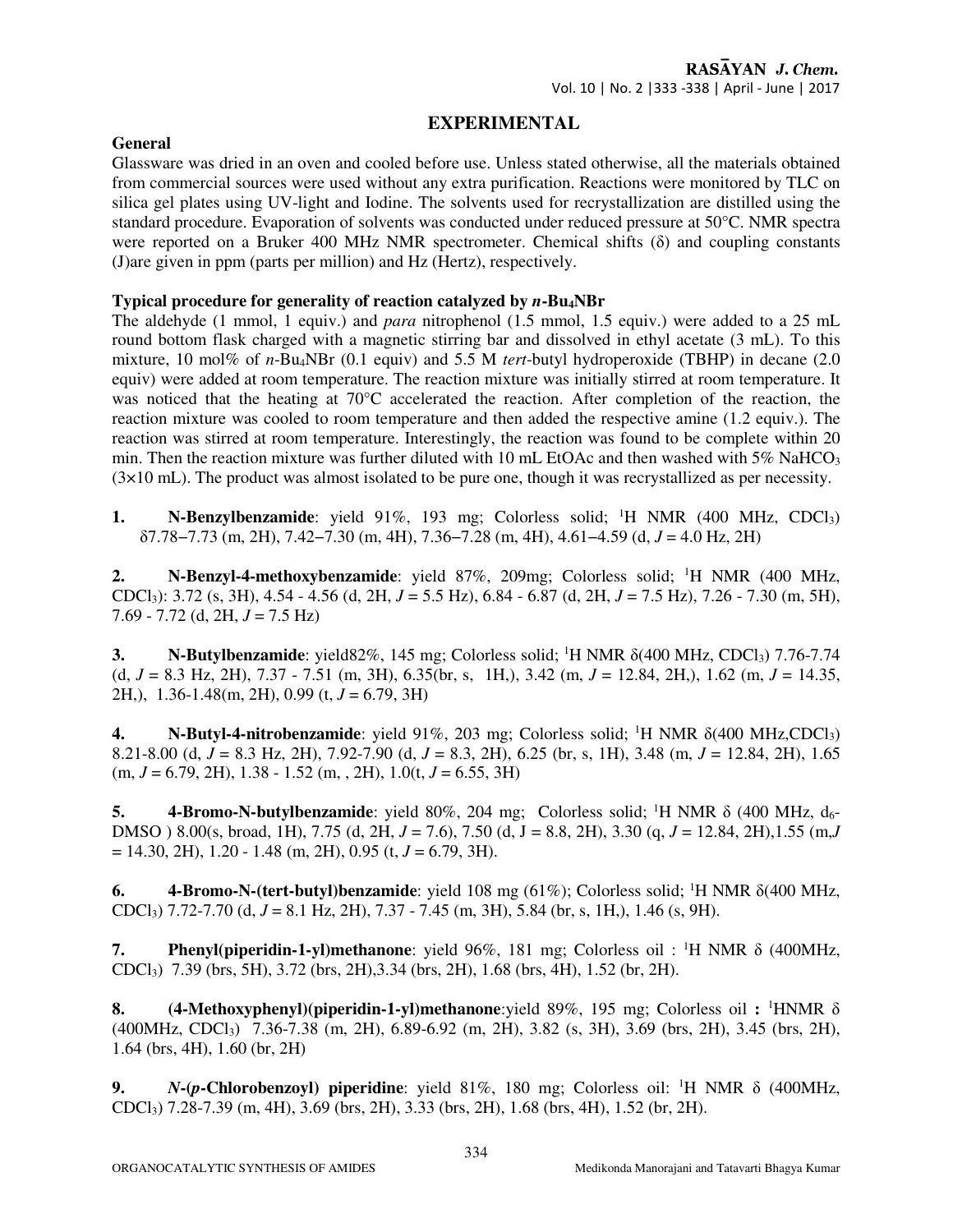## EXPERIMENTAL

### General

Glassware was dried in an oven and cooled before use. Unless stated otherwise, all the materials obtained from commercial sources were used without any extra purification. Reactions were monitored by TLC on silica gel plates using UV-light and Iodine. The solvents used for recrystallization are distilled using the standard procedure. Evaporation of solvents was conducted under reduced pressure at 50°C. NMR spectra were reported on a Bruker 400 MHz NMR spectrometer. Chemical shifts (δ) and coupling constants (J)are given in ppm (parts per million) and Hz (Hertz), respectively.

### Typical procedure for generality of reaction catalyzed by *n*-$Bu_4NBr$

The aldehyde (1 mmol, 1 equiv.) and *para* nitrophenol (1.5 mmol, 1.5 equiv.) were added to a 25 mL round bottom flask charged with a magnetic stirring bar and dissolved in ethyl acetate (3 mL). To this mixture, 10 mol% of *n*-$Bu_4NBr$ (0.1 equiv) and 5.5 M *tert*-butyl hydroperoxide (TBHP) in decane (2.0 equiv) were added at room temperature. The reaction mixture was initially stirred at room temperature. It was noticed that the heating at 70°C accelerated the reaction. After completion of the reaction, the reaction mixture was cooled to room temperature and then added the respective amine (1.2 equiv.). The reaction was stirred at room temperature. Interestingly, the reaction was found to be complete within 20 min. Then the reaction mixture was further diluted with 10 mL EtOAc and then washed with 5% $NaHCO_3$ (3×10 mL). The product was almost isolated to be pure one, though it was recrystallized as per necessity.

**1. N-Benzylbenzamide**: yield 91%, 193 mg; Colorless solid; $^1$H NMR (400 MHz, $CDCl_3$) δ7.78−7.73 (m, 2H), 7.42−7.30 (m, 4H), 7.36−7.28 (m, 4H), 4.61−4.59 (d, *J* = 4.0 Hz, 2H)

**2. N-Benzyl-4-methoxybenzamide**: yield 87%, 209mg; Colorless solid; $^1$H NMR (400 MHz, $CDCl_3$): 3.72 (s, 3H), 4.54 - 4.56 (d, 2H, *J* = 5.5 Hz), 6.84 - 6.87 (d, 2H, *J* = 7.5 Hz), 7.26 - 7.30 (m, 5H), 7.69 - 7.72 (d, 2H, *J* = 7.5 Hz)

**3. N-Butylbenzamide**: yield82%, 145 mg; Colorless solid; $^1$H NMR δ(400 MHz, $CDCl_3$) 7.76-7.74 (d, *J* = 8.3 Hz, 2H), 7.37 - 7.51 (m, 3H), 6.35(br, s, 1H,), 3.42 (m, *J* = 12.84, 2H,), 1.62 (m, *J* = 14.35, 2H,), 1.36-1.48(m, 2H), 0.99 (t, *J* = 6.79, 3H)

**4. N-Butyl-4-nitrobenzamide**: yield 91%, 203 mg; Colorless solid; $^1$H NMR δ(400 MHz,$CDCl_3$) 8.21-8.00 (d, *J* = 8.3 Hz, 2H), 7.92-7.90 (d, *J* = 8.3, 2H), 6.25 (br, s, 1H), 3.48 (m, *J* = 12.84, 2H), 1.65 (m, *J* = 6.79, 2H), 1.38 - 1.52 (m, , 2H), 1.0(t, *J* = 6.55, 3H)

**5. 4-Bromo-N-butylbenzamide**: yield 80%, 204 mg; Colorless solid; $^1$H NMR δ (400 MHz, $d_6$-DMSO ) 8.00(s, broad, 1H), 7.75 (d, 2H, *J* = 7.6), 7.50 (d, J = 8.8, 2H), 3.30 (q, *J* = 12.84, 2H),1.55 (m,*J* = 14.30, 2H), 1.20 - 1.48 (m, 2H), 0.95 (t, *J* = 6.79, 3H).

**6. 4-Bromo-N-(tert-butyl)benzamide**: yield 108 mg (61%); Colorless solid; $^1$H NMR δ(400 MHz, $CDCl_3$) 7.72-7.70 (d, *J* = 8.1 Hz, 2H), 7.37 - 7.45 (m, 3H), 5.84 (br, s, 1H,), 1.46 (s, 9H).

**7. Phenyl(piperidin-1-yl)methanone**: yield 96%, 181 mg; Colorless oil : $^1$H NMR δ (400MHz, $CDCl_3$) 7.39 (brs, 5H), 3.72 (brs, 2H),3.34 (brs, 2H), 1.68 (brs, 4H), 1.52 (br, 2H).

**8. (4-Methoxyphenyl)(piperidin-1-yl)methanone**:yield 89%, 195 mg; Colorless oil **:** $^1$HNMR δ (400MHz, $CDCl_3$) 7.36-7.38 (m, 2H), 6.89-6.92 (m, 2H), 3.82 (s, 3H), 3.69 (brs, 2H), 3.45 (brs, 2H), 1.64 (brs, 4H), 1.60 (br, 2H)

**9. *N*-(*p*-Chlorobenzoyl) piperidine**: yield 81%, 180 mg; Colorless oil: $^1$H NMR δ (400MHz, $CDCl_3$) 7.28-7.39 (m, 4H), 3.69 (brs, 2H), 3.33 (brs, 2H), 1.68 (brs, 4H), 1.52 (br, 2H).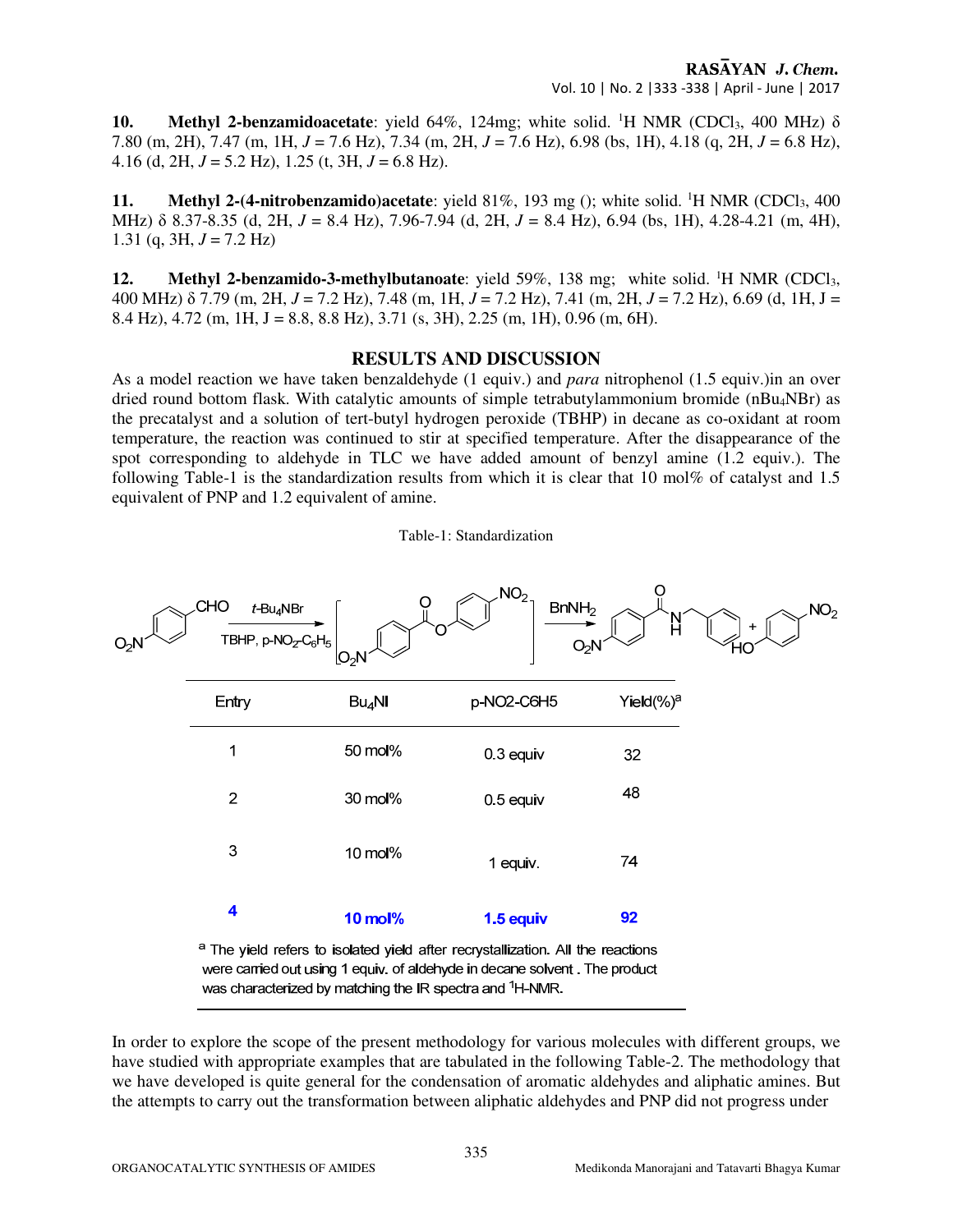**10. Methyl 2-benzamidoacetate**: yield 64%, 124mg; white solid. $^1$H NMR (CDCl$_3$, 400 MHz) δ 7.80 (m, 2H), 7.47 (m, 1H, *J* = 7.6 Hz), 7.34 (m, 2H, *J* = 7.6 Hz), 6.98 (bs, 1H), 4.18 (q, 2H, *J* = 6.8 Hz), 4.16 (d, 2H, *J* = 5.2 Hz), 1.25 (t, 3H, *J* = 6.8 Hz).

**11. Methyl 2-(4-nitrobenzamido)acetate**: yield 81%, 193 mg (); white solid. $^1$H NMR (CDCl$_3$, 400 MHz) δ 8.37-8.35 (d, 2H, *J* = 8.4 Hz), 7.96-7.94 (d, 2H, *J* = 8.4 Hz), 6.94 (bs, 1H), 4.28-4.21 (m, 4H), 1.31 (q, 3H, *J* = 7.2 Hz)

**12. Methyl 2-benzamido-3-methylbutanoate**: yield 59%, 138 mg; white solid. $^1$H NMR (CDCl$_3$, 400 MHz) δ 7.79 (m, 2H, *J* = 7.2 Hz), 7.48 (m, 1H, *J* = 7.2 Hz), 7.41 (m, 2H, *J* = 7.2 Hz), 6.69 (d, 1H, J = 8.4 Hz), 4.72 (m, 1H, J = 8.8, 8.8 Hz), 3.71 (s, 3H), 2.25 (m, 1H), 0.96 (m, 6H).

## RESULTS AND DISCUSSION

As a model reaction we have taken benzaldehyde (1 equiv.) and *para* nitrophenol (1.5 equiv.)in an over dried round bottom flask. With catalytic amounts of simple tetrabutylammonium bromide (nBu$_4$NBr) as the precatalyst and a solution of tert-butyl hydrogen peroxide (TBHP) in decane as co-oxidant at room temperature, the reaction was continued to stir at specified temperature. After the disappearance of the spot corresponding to aldehyde in TLC we have added amount of benzyl amine (1.2 equiv.). The following Table-1 is the standardization results from which it is clear that 10 mol% of catalyst and 1.5 equivalent of PNP and 1.2 equivalent of amine.

Table-1: Standardization

| Entry | Bu$_4$NI | p-NO2-C6H5 | Yield(%)[a] |
|---|---|---|---|
| 1 | 50 mol% | 0.3 equiv | 32 |
| 2 | 30 mol% | 0.5 equiv | 48 |
| 3 | 10 mol% | 1 equiv. | 74 |
| **4** | **10 mol%** | **1.5 equiv** | **92** |

[a] The yield refers to isolated yield after recrystallization. All the reactions were carried out using 1 equiv. of aldehyde in decane solvent . The product was characterized by matching the IR spectra and $^1$H-NMR.

In order to explore the scope of the present methodology for various molecules with different groups, we have studied with appropriate examples that are tabulated in the following Table-2. The methodology that we have developed is quite general for the condensation of aromatic aldehydes and aliphatic amines. But the attempts to carry out the transformation between aliphatic aldehydes and PNP did not progress under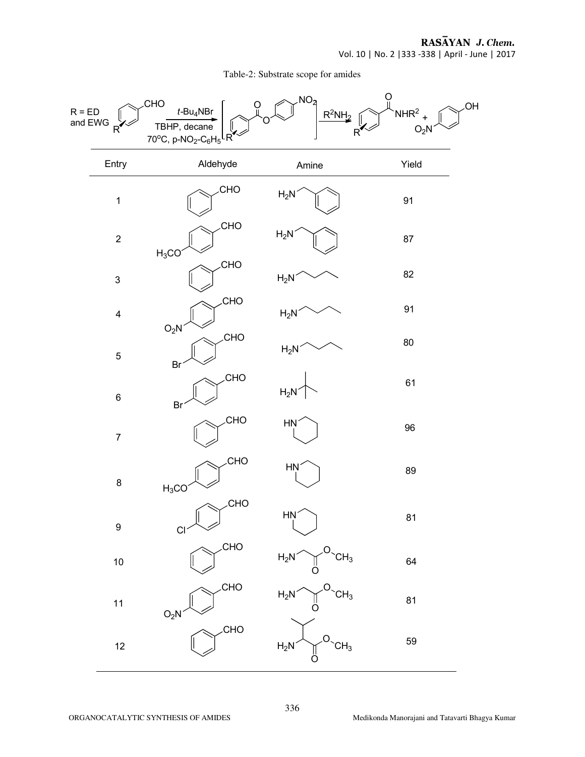Table-2: Substrate scope for amides

R = ED and EWG; Aldehyde $\xrightarrow[\text{TBHP, decane, 70°C, p-}NO_2\text{-}C_6H_5]{t\text{-}Bu_4NBr}$ [4-nitrophenyl ester] $\xrightarrow{R^2NH_2}$ Amide ($ArCONHR^2$) + 4-nitrophenol ($O_2N$-$C_6H_4$-OH)

| Entry | Aldehyde | Amine | Yield |
|---|---|---|---|
| 1 | Benzaldehyde | Benzylamine ($H_2N$-$CH_2$Ph) | 91 |
| 2 | 4-Methoxybenzaldehyde ($H_3CO$) | Benzylamine ($H_2N$-$CH_2$Ph) | 87 |
| 3 | Benzaldehyde | n-Butylamine ($H_2N$) | 82 |
| 4 | 4-Nitrobenzaldehyde ($O_2N$) | n-Butylamine ($H_2N$) | 91 |
| 5 | 4-Bromobenzaldehyde (Br) | n-Butylamine ($H_2N$) | 80 |
| 6 | 4-Bromobenzaldehyde (Br) | tert-Butylamine ($H_2N$) | 61 |
| 7 | Benzaldehyde | Piperidine (HN) | 96 |
| 8 | 4-Methoxybenzaldehyde ($H_3CO$) | Piperidine (HN) | 89 |
| 9 | 4-Chlorobenzaldehyde (Cl) | Piperidine (HN) | 81 |
| 10 | Benzaldehyde | Glycine methyl ester ($H_2N$-$CH_2$-$CO$-O-$CH_3$) | 64 |
| 11 | 4-Nitrobenzaldehyde ($O_2N$) | Glycine methyl ester ($H_2N$-$CH_2$-$CO$-O-$CH_3$) | 81 |
| 12 | Benzaldehyde | Valine methyl ester ($H_2N$-CH(iPr)-$CO$-O-$CH_3$) | 59 |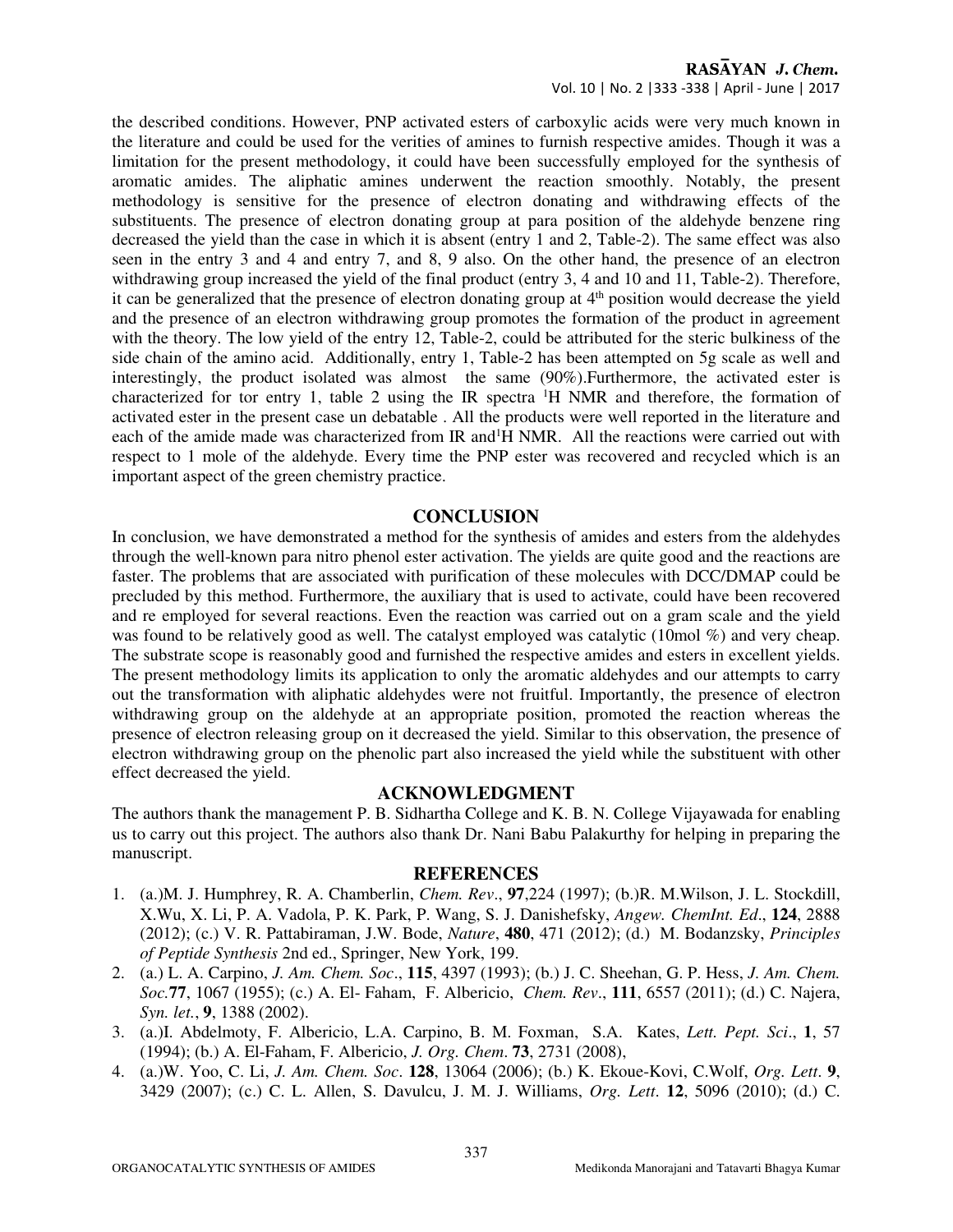the described conditions. However, PNP activated esters of carboxylic acids were very much known in the literature and could be used for the verities of amines to furnish respective amides. Though it was a limitation for the present methodology, it could have been successfully employed for the synthesis of aromatic amides. The aliphatic amines underwent the reaction smoothly. Notably, the present methodology is sensitive for the presence of electron donating and withdrawing effects of the substituents. The presence of electron donating group at para position of the aldehyde benzene ring decreased the yield than the case in which it is absent (entry 1 and 2, Table-2). The same effect was also seen in the entry 3 and 4 and entry 7, and 8, 9 also. On the other hand, the presence of an electron withdrawing group increased the yield of the final product (entry 3, 4 and 10 and 11, Table-2). Therefore, it can be generalized that the presence of electron donating group at 4$^{th}$ position would decrease the yield and the presence of an electron withdrawing group promotes the formation of the product in agreement with the theory. The low yield of the entry 12, Table-2, could be attributed for the steric bulkiness of the side chain of the amino acid. Additionally, entry 1, Table-2 has been attempted on 5g scale as well and interestingly, the product isolated was almost the same (90%).Furthermore, the activated ester is characterized for tor entry 1, table 2 using the IR spectra $^{1}$H NMR and therefore, the formation of activated ester in the present case un debatable . All the products were well reported in the literature and each of the amide made was characterized from IR and$^{1}$H NMR. All the reactions were carried out with respect to 1 mole of the aldehyde. Every time the PNP ester was recovered and recycled which is an important aspect of the green chemistry practice.

## CONCLUSION

In conclusion, we have demonstrated a method for the synthesis of amides and esters from the aldehydes through the well-known para nitro phenol ester activation. The yields are quite good and the reactions are faster. The problems that are associated with purification of these molecules with DCC/DMAP could be precluded by this method. Furthermore, the auxiliary that is used to activate, could have been recovered and re employed for several reactions. Even the reaction was carried out on a gram scale and the yield was found to be relatively good as well. The catalyst employed was catalytic (10mol %) and very cheap. The substrate scope is reasonably good and furnished the respective amides and esters in excellent yields. The present methodology limits its application to only the aromatic aldehydes and our attempts to carry out the transformation with aliphatic aldehydes were not fruitful. Importantly, the presence of electron withdrawing group on the aldehyde at an appropriate position, promoted the reaction whereas the presence of electron releasing group on it decreased the yield. Similar to this observation, the presence of electron withdrawing group on the phenolic part also increased the yield while the substituent with other effect decreased the yield.

## ACKNOWLEDGMENT

The authors thank the management P. B. Sidhartha College and K. B. N. College Vijayawada for enabling us to carry out this project. The authors also thank Dr. Nani Babu Palakurthy for helping in preparing the manuscript.

## REFERENCES

1. (a.)M. J. Humphrey, R. A. Chamberlin, *Chem. Rev*., **97**,224 (1997); (b.)R. M.Wilson, J. L. Stockdill, X.Wu, X. Li, P. A. Vadola, P. K. Park, P. Wang, S. J. Danishefsky, *Angew. ChemInt. Ed*., **124**, 2888 (2012); (c.) V. R. Pattabiraman, J.W. Bode, *Nature*, **480**, 471 (2012); (d.) M. Bodanzsky, *Principles of Peptide Synthesis* 2nd ed., Springer, New York, 199.
2. (a.) L. A. Carpino, *J. Am. Chem. Soc*., **115**, 4397 (1993); (b.) J. C. Sheehan, G. P. Hess, *J. Am. Chem. Soc.***77**, 1067 (1955); (c.) A. El- Faham, F. Albericio, *Chem. Rev*., **111**, 6557 (2011); (d.) C. Najera, *Syn. let.*, **9**, 1388 (2002).
3. (a.)I. Abdelmoty, F. Albericio, L.A. Carpino, B. M. Foxman, S.A. Kates, *Lett. Pept. Sci*., **1**, 57 (1994); (b.) A. El-Faham, F. Albericio, *J. Org. Chem*. **73**, 2731 (2008),
4. (a.)W. Yoo, C. Li, *J. Am. Chem. Soc*. **128**, 13064 (2006); (b.) K. Ekoue-Kovi, C.Wolf, *Org. Lett*. **9**, 3429 (2007); (c.) C. L. Allen, S. Davulcu, J. M. J. Williams, *Org. Lett*. **12**, 5096 (2010); (d.) C.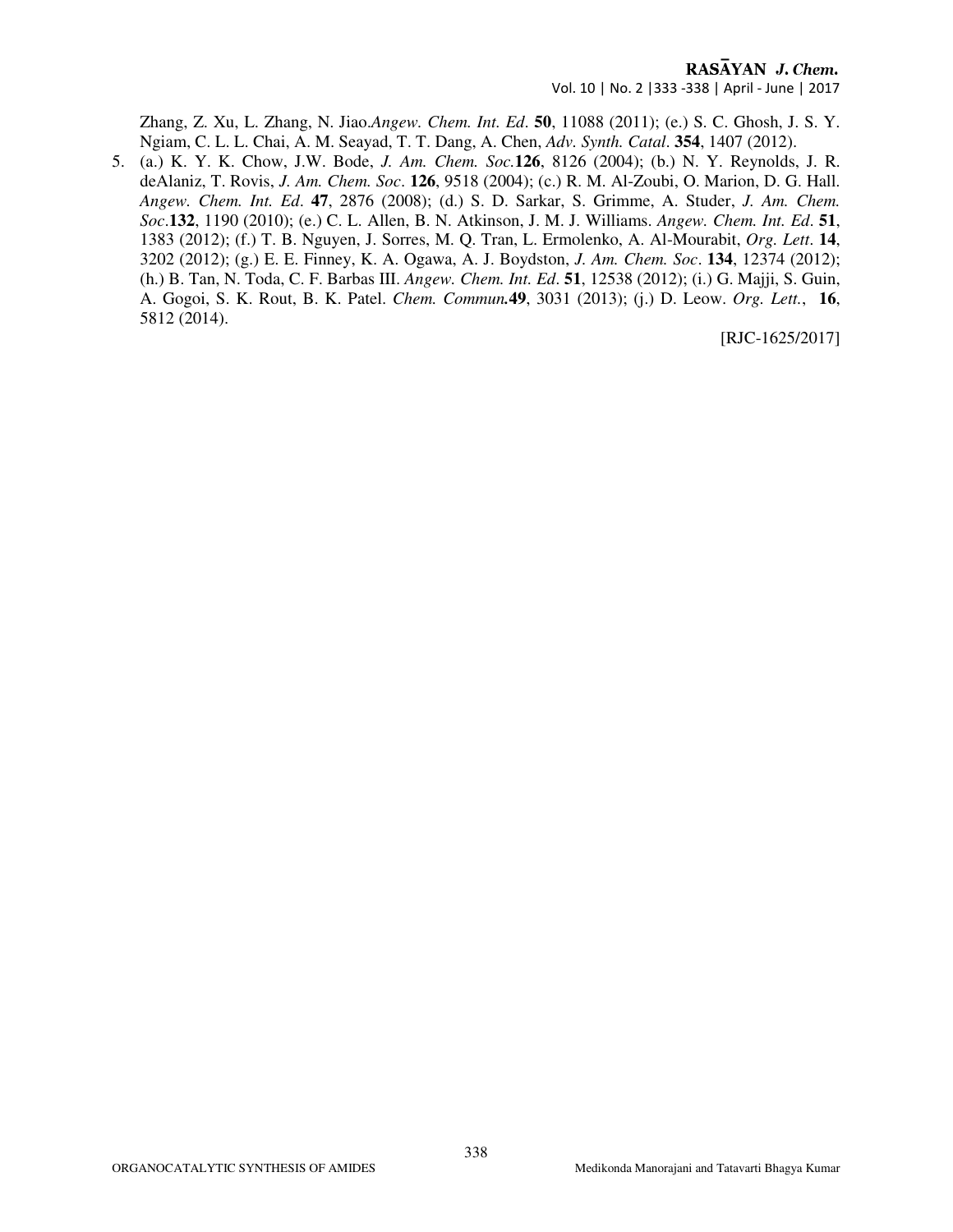Zhang, Z. Xu, L. Zhang, N. Jiao.*Angew. Chem. Int. Ed*. **50**, 11088 (2011); (e.) S. C. Ghosh, J. S. Y. Ngiam, C. L. L. Chai, A. M. Seayad, T. T. Dang, A. Chen, *Adv. Synth. Catal*. **354**, 1407 (2012).

5. (a.) K. Y. K. Chow, J.W. Bode, *J. Am. Chem. Soc.***126**, 8126 (2004); (b.) N. Y. Reynolds, J. R. deAlaniz, T. Rovis, *J. Am. Chem. Soc*. **126**, 9518 (2004); (c.) R. M. Al-Zoubi, O. Marion, D. G. Hall. *Angew. Chem. Int. Ed*. **47**, 2876 (2008); (d.) S. D. Sarkar, S. Grimme, A. Studer, *J. Am. Chem. Soc*.**132**, 1190 (2010); (e.) C. L. Allen, B. N. Atkinson, J. M. J. Williams. *Angew. Chem. Int. Ed*. **51**, 1383 (2012); (f.) T. B. Nguyen, J. Sorres, M. Q. Tran, L. Ermolenko, A. Al-Mourabit, *Org. Lett*. **14**, 3202 (2012); (g.) E. E. Finney, K. A. Ogawa, A. J. Boydston, *J. Am. Chem. Soc*. **134**, 12374 (2012); (h.) B. Tan, N. Toda, C. F. Barbas III. *Angew. Chem. Int. Ed*. **51**, 12538 (2012); (i.) G. Majji, S. Guin, A. Gogoi, S. K. Rout, B. K. Patel. *Chem. Commun.***49**, 3031 (2013); (j.) D. Leow. *Org. Lett.*, **16**, 5812 (2014).

[RJC-1625/2017]